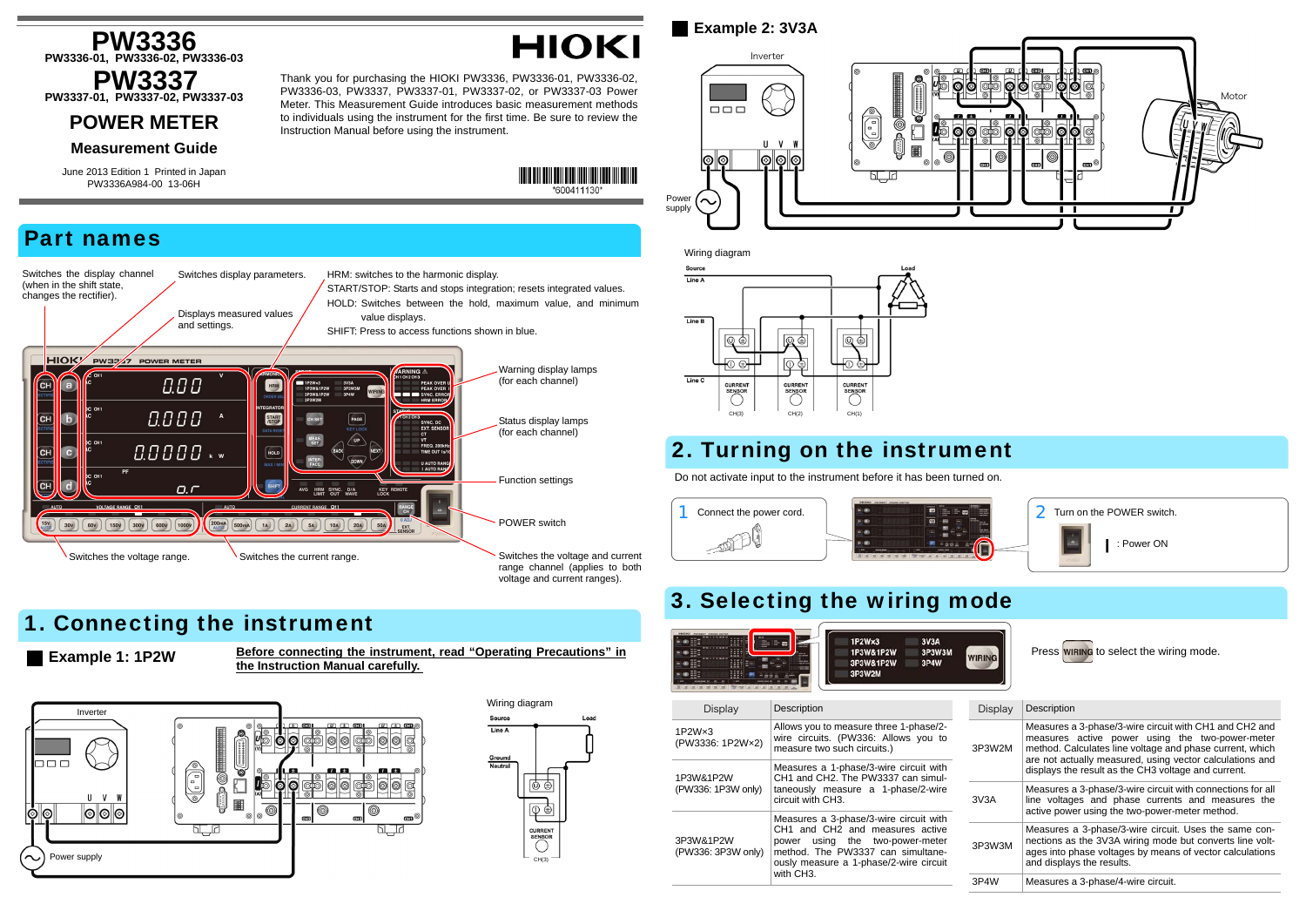# PW3336
**PW3336-01, PW3336-02, PW3336-03**

# PW3337
**PW3337-01, PW3337-02, PW3337-03**

## POWER METER

### Measurement Guide

June 2013 Edition 1 Printed in Japan
PW3336A984-00 13-06H

HIOKI

Thank you for purchasing the HIOKI PW3336, PW3336-01, PW3336-02, PW3336-03, PW3337, PW3337-01, PW3337-02, or PW3337-03 Power Meter. This Measurement Guide introduces basic measurement methods to individuals using the instrument for the first time. Be sure to review the Instruction Manual before using the instrument.

*600411130*

## Part names

- Switches the display channel (when in the shift state, changes the rectifier).
- Switches display parameters.
- Displays measured values and settings.
- HRM: switches to the harmonic display.
- START/STOP: Starts and stops integration; resets integrated values.
- HOLD: Switches between the hold, maximum value, and minimum value displays.
- SHIFT: Press to access functions shown in blue.
- Warning display lamps (for each channel)
- Status display lamps (for each channel)
- Function settings
- POWER switch
- Switches the voltage range.
- Switches the current range.
- Switches the voltage and current range channel (applies to both voltage and current ranges).

## 1. Connecting the instrument

### Example 1: 1P2W

**Before connecting the instrument, read "Operating Precautions" in the Instruction Manual carefully.**

Inverter

Power supply

Wiring diagram

### Example 2: 3V3A

Inverter

Motor

Power supply

Wiring diagram

## 2. Turning on the instrument

Do not activate input to the instrument before it has been turned on.

1. Connect the power cord.
2. Turn on the POWER switch.
   | : Power ON

## 3. Selecting the wiring mode

Press WIRING to select the wiring mode.

| Display | Description |
|---|---|
| 1P2W×3 (PW3336: 1P2W×2) | Allows you to measure three 1-phase/2-wire circuits. (PW3336: Allows you to measure two such circuits.) |
| 1P3W&1P2W (PW336: 1P3W only) | Measures a 1-phase/3-wire circuit with CH1 and CH2. The PW3337 can simultaneously measure a 1-phase/2-wire circuit with CH3. |
| 3P3W&1P2W (PW336: 3P3W only) | Measures a 3-phase/3-wire circuit with CH1 and CH2 and measures active power using the two-power-meter method. The PW3337 can simultaneously measure a 1-phase/2-wire circuit with CH3. |

| Display | Description |
|---|---|
| 3P3W2M | Measures a 3-phase/3-wire circuit with CH1 and CH2 and measures active power using the two-power-meter method. Calculates line voltage and phase current, which are not actually measured, using vector calculations and displays the result as the CH3 voltage and current. |
| 3V3A | Measures a 3-phase/3-wire circuit with connections for all line voltages and phase currents and measures the active power using the two-power-meter method. |
| 3P3W3M | Measures a 3-phase/3-wire circuit. Uses the same connections as the 3V3A wiring mode but converts line voltages into phase voltages by means of vector calculations and displays the results. |
| 3P4W | Measures a 3-phase/4-wire circuit. |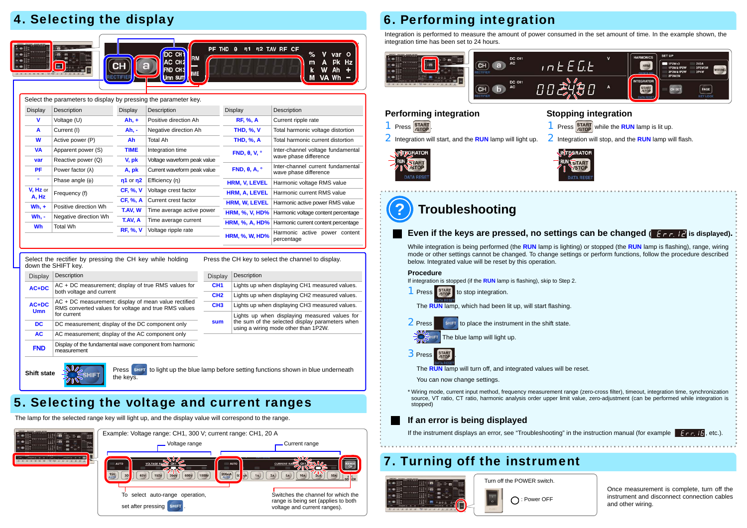# 4. Selecting the display

Select the parameters to display by pressing the parameter key.

| Display | Description | Display | Description | Display | Description |
|---|---|---|---|---|---|
| V | Voltage (U) | Ah, + | Positive direction Ah | RF, %, A | Current ripple rate |
| A | Current (I) | Ah, - | Negative direction Ah | THD, %, V | Total harmonic voltage distortion |
| W | Active power (P) | Ah | Total Ah | THD, %, A | Total harmonic current distortion |
| VA | Apparent power (S) | TIME | Integration time | FND, θ, V, ° | Inter-channel voltage fundamental wave phase difference |
| var | Reactive power (Q) | V, pk | Voltage waveform peak value | FND, θ, A, ° | Inter-channel current fundamental wave phase difference |
| PF | Power factor (λ) | A, pk | Current waveform peak value | HRM, V, LEVEL | Harmonic voltage RMS value |
| ° | Phase angle (ϕ) | η1 or η2 | Efficiency (η) | HRM, A, LEVEL | Harmonic current RMS value |
| V, Hz or A, Hz | Frequency (f) | CF, %, V | Voltage crest factor | HRM, W, LEVEL | Harmonic active power RMS value |
| Wh, + | Positive direction Wh | CF, %, A | Current crest factor | HRM, %, V, HD% | Harmonic voltage content percentage |
| Wh, - | Negative direction Wh | T.AV, W | Time average active power | HRM, %, A, HD% | Harmonic current content percentage |
| Wh | Total Wh | T.AV, A | Time average current | HRM, %, W, HD% | Harmonic active power content percentage |
| | | RF, %, V | Voltage ripple rate | | |

Select the rectifier by pressing the CH key while holding down the SHIFT key.

| Display | Description |
|---|---|
| AC+DC | AC + DC measurement; display of true RMS values for both voltage and current |
| AC+DC Umn | AC + DC measurement; display of mean value rectified RMS converted values for voltage and true RMS values for current |
| DC | DC measurement; display of the DC component only |
| AC | AC measurement; display of the AC component only |
| FND | Display of the fundamental wave component from harmonic measurement |

Press the CH key to select the channel to display.

| Display | Description |
|---|---|
| CH1 | Lights up when displaying CH1 measured values. |
| CH2 | Lights up when displaying CH2 measured values. |
| CH3 | Lights up when displaying CH3 measured values. |
| sum | Lights up when displaying measured values for the sum of the selected display parameters when using a wiring mode other than 1P2W. |

**Shift state** SHIFT

Press SHIFT to light up the blue lamp before setting functions shown in blue underneath the keys.

# 5. Selecting the voltage and current ranges

The lamp for the selected range key will light up, and the display value will correspond to the range.

Example: Voltage range: CH1, 300 V; current range: CH1, 20 A

Voltage range

Current range

AUTO VOLTAGE RANGE CH1 15V 30 60V 150V 300V 600V 1000V

AUTO CURRENT RANGE CH1 200mA 1A 2A 5A 10A 20A 50A RANGE CH

To select auto-range operation, set after pressing SHIFT.

Switches the channel for which the range is being set (applies to both voltage and current ranges).

# 6. Performing integration

Integration is performed to measure the amount of power consumed in the set amount of time. In the example shown, the integration time has been set to 24 hours.

## Performing integration

1. Press START/STOP.
2. Integration will start, and the **RUN** lamp will light up.

## Stopping integration

1. Press START/STOP while the **RUN** lamp is lit up.
2. Integration will stop, and the **RUN** lamp will flash.

# Troubleshooting

## Even if the keys are pressed, no settings can be changed (Err.12 is displayed).

While integration is being performed (the **RUN** lamp is lighting) or stopped (the **RUN** lamp is flashing), range, wiring mode or other settings cannot be changed. To change settings or perform functions, follow the procedure described below. Integrated value will be reset by this operation.

**Procedure**

If integration is stopped (if the **RUN** lamp is flashing), skip to Step 2.

1. Press START/STOP to stop integration.
   The **RUN** lamp, which had been lit up, will start flashing.
2. Press SHIFT to place the instrument in the shift state.
   The blue lamp will light up.
3. Press START/STOP.
   The **RUN** lamp will turn off, and integrated values will be reset.
   You can now change settings.

* Wiring mode, current input method, frequency measurement range (zero-cross filter), timeout, integration time, synchronization source, VT ratio, CT ratio, harmonic analysis order upper limit value, zero-adjustment (can be performed while integration is stopped)

## If an error is being displayed

If the instrument displays an error, see "Troubleshooting" in the instruction manual (for example Err.16, etc.).

# 7. Turning off the instrument

Turn off the POWER switch.

○ : Power OFF

Once measurement is complete, turn off the instrument and disconnect connection cables and other wiring.